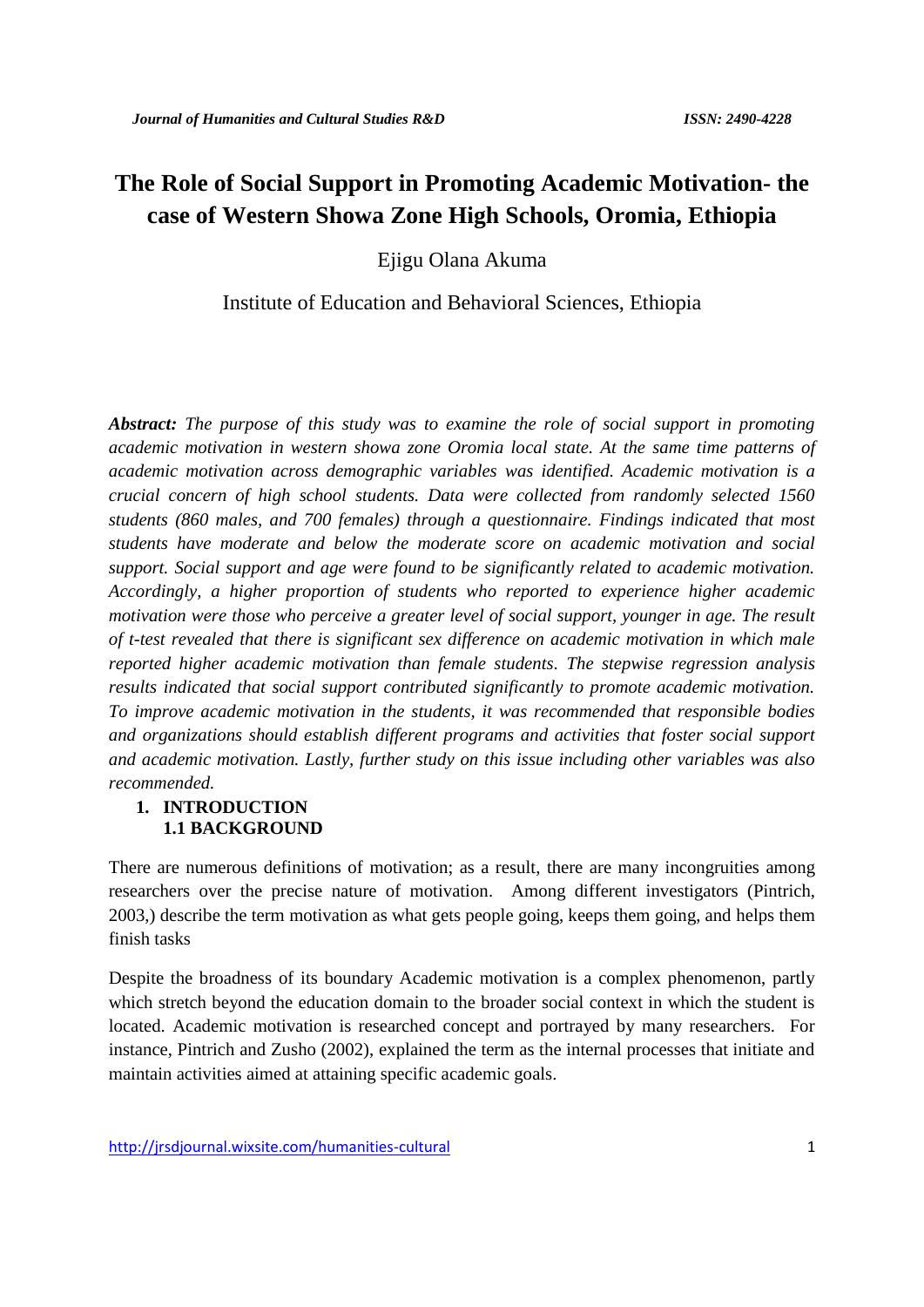# The Role of Social Support in Promoting Academic Motivation- the case of Western Showa Zone High Schools, Oromia, Ethiopia

Ejigu Olana Akuma

Institute of Education and Behavioral Sciences, Ethiopia

***Abstract:*** *The purpose of this study was to examine the role of social support in promoting academic motivation in western showa zone Oromia local state. At the same time patterns of academic motivation across demographic variables was identified. Academic motivation is a crucial concern of high school students. Data were collected from randomly selected 1560 students (860 males, and 700 females) through a questionnaire. Findings indicated that most students have moderate and below the moderate score on academic motivation and social support. Social support and age were found to be significantly related to academic motivation. Accordingly, a higher proportion of students who reported to experience higher academic motivation were those who perceive a greater level of social support, younger in age. The result of t-test revealed that there is significant sex difference on academic motivation in which male reported higher academic motivation than female students. The stepwise regression analysis results indicated that social support contributed significantly to promote academic motivation. To improve academic motivation in the students, it was recommended that responsible bodies and organizations should establish different programs and activities that foster social support and academic motivation. Lastly, further study on this issue including other variables was also recommended.*

## 1. INTRODUCTION

### 1.1 BACKGROUND

There are numerous definitions of motivation; as a result, there are many incongruities among researchers over the precise nature of motivation. Among different investigators (Pintrich, 2003,) describe the term motivation as what gets people going, keeps them going, and helps them finish tasks

Despite the broadness of its boundary Academic motivation is a complex phenomenon, partly which stretch beyond the education domain to the broader social context in which the student is located. Academic motivation is researched concept and portrayed by many researchers. For instance, Pintrich and Zusho (2002), explained the term as the internal processes that initiate and maintain activities aimed at attaining specific academic goals.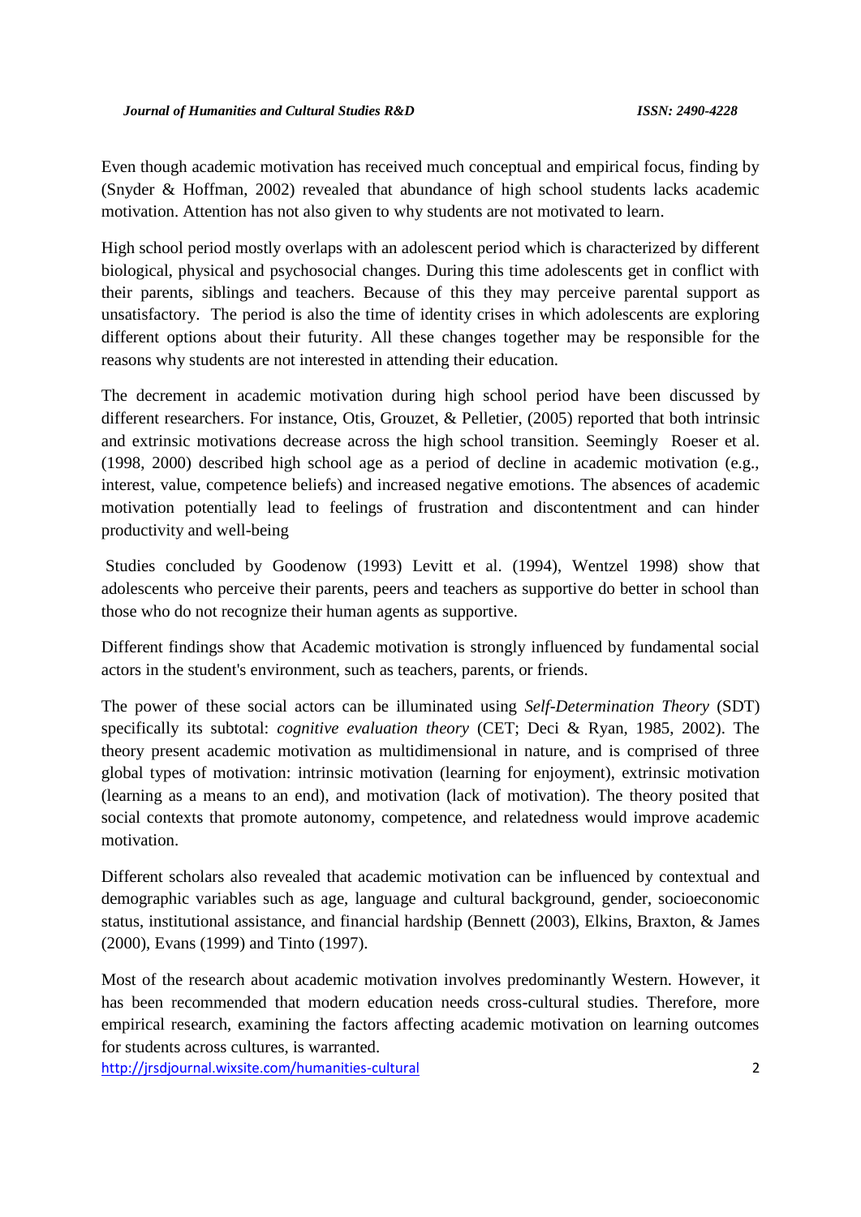Even though academic motivation has received much conceptual and empirical focus, finding by (Snyder & Hoffman, 2002) revealed that abundance of high school students lacks academic motivation. Attention has not also given to why students are not motivated to learn.

High school period mostly overlaps with an adolescent period which is characterized by different biological, physical and psychosocial changes. During this time adolescents get in conflict with their parents, siblings and teachers. Because of this they may perceive parental support as unsatisfactory. The period is also the time of identity crises in which adolescents are exploring different options about their futurity. All these changes together may be responsible for the reasons why students are not interested in attending their education.

The decrement in academic motivation during high school period have been discussed by different researchers. For instance, Otis, Grouzet, & Pelletier, (2005) reported that both intrinsic and extrinsic motivations decrease across the high school transition. Seemingly Roeser et al. (1998, 2000) described high school age as a period of decline in academic motivation (e.g., interest, value, competence beliefs) and increased negative emotions. The absences of academic motivation potentially lead to feelings of frustration and discontentment and can hinder productivity and well-being

Studies concluded by Goodenow (1993) Levitt et al. (1994), Wentzel 1998) show that adolescents who perceive their parents, peers and teachers as supportive do better in school than those who do not recognize their human agents as supportive.

Different findings show that Academic motivation is strongly influenced by fundamental social actors in the student's environment, such as teachers, parents, or friends.

The power of these social actors can be illuminated using *Self-Determination Theory* (SDT) specifically its subtotal: *cognitive evaluation theory* (CET; Deci & Ryan, 1985, 2002). The theory present academic motivation as multidimensional in nature, and is comprised of three global types of motivation: intrinsic motivation (learning for enjoyment), extrinsic motivation (learning as a means to an end), and motivation (lack of motivation). The theory posited that social contexts that promote autonomy, competence, and relatedness would improve academic motivation.

Different scholars also revealed that academic motivation can be influenced by contextual and demographic variables such as age, language and cultural background, gender, socioeconomic status, institutional assistance, and financial hardship (Bennett (2003), Elkins, Braxton, & James (2000), Evans (1999) and Tinto (1997).

Most of the research about academic motivation involves predominantly Western. However, it has been recommended that modern education needs cross-cultural studies. Therefore, more empirical research, examining the factors affecting academic motivation on learning outcomes for students across cultures, is warranted.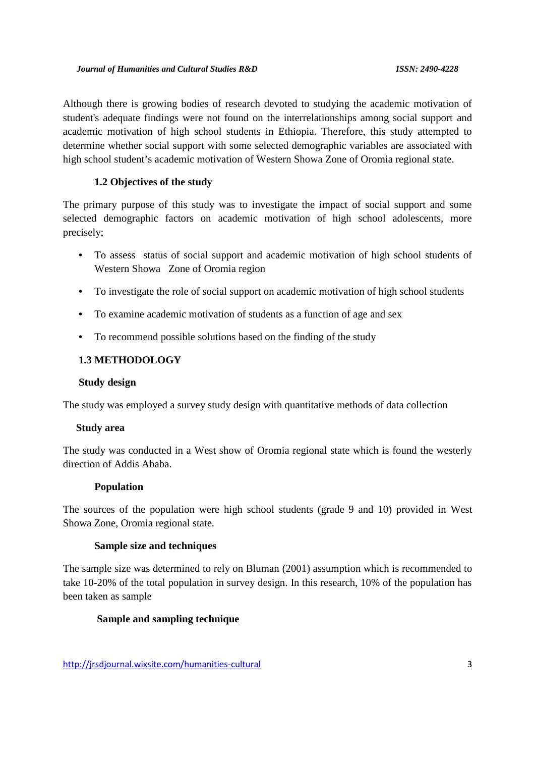Although there is growing bodies of research devoted to studying the academic motivation of student's adequate findings were not found on the interrelationships among social support and academic motivation of high school students in Ethiopia. Therefore, this study attempted to determine whether social support with some selected demographic variables are associated with high school student's academic motivation of Western Showa Zone of Oromia regional state.

### 1.2 Objectives of the study

The primary purpose of this study was to investigate the impact of social support and some selected demographic factors on academic motivation of high school adolescents, more precisely;

- To assess status of social support and academic motivation of high school students of Western Showa Zone of Oromia region
- To investigate the role of social support on academic motivation of high school students
- To examine academic motivation of students as a function of age and sex
- To recommend possible solutions based on the finding of the study

### 1.3 METHODOLOGY

**Study design**

The study was employed a survey study design with quantitative methods of data collection

**Study area**

The study was conducted in a West show of Oromia regional state which is found the westerly direction of Addis Ababa.

**Population**

The sources of the population were high school students (grade 9 and 10) provided in West Showa Zone, Oromia regional state.

**Sample size and techniques**

The sample size was determined to rely on Bluman (2001) assumption which is recommended to take 10-20% of the total population in survey design. In this research, 10% of the population has been taken as sample

**Sample and sampling technique**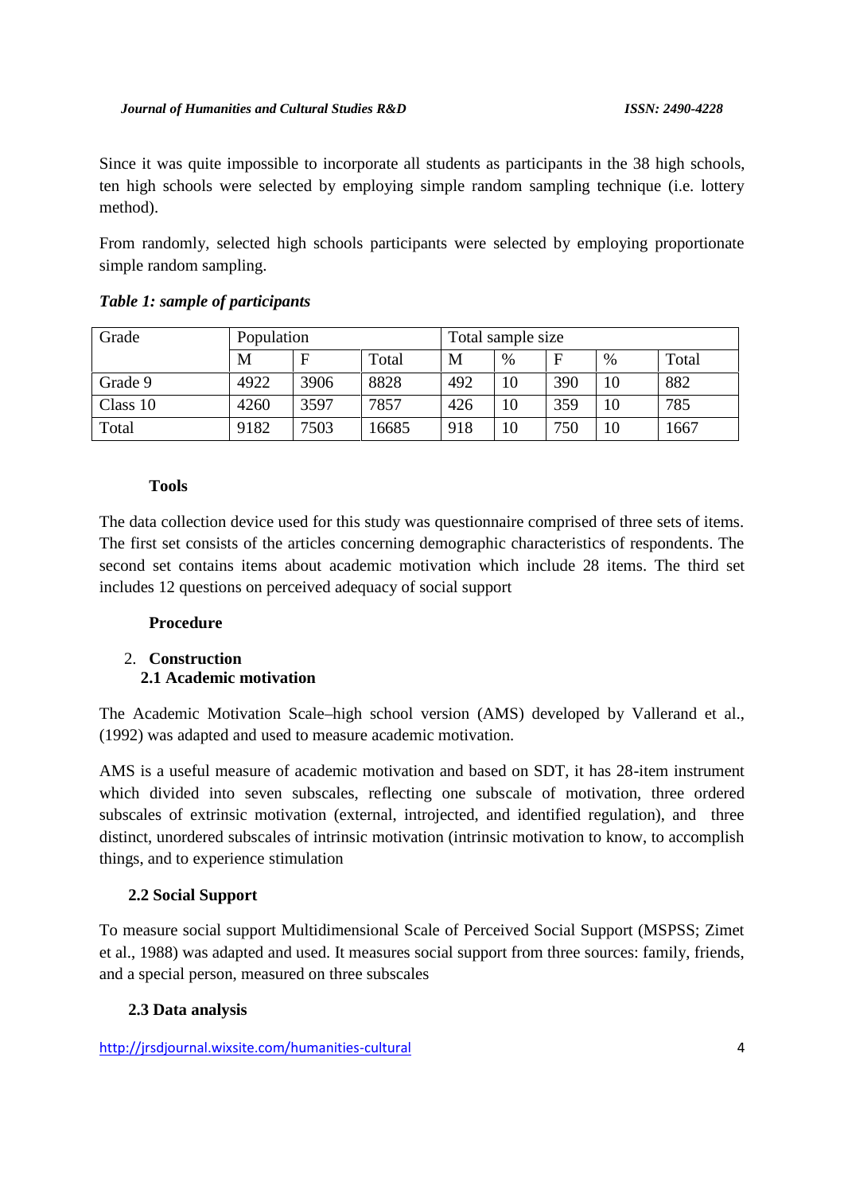Since it was quite impossible to incorporate all students as participants in the 38 high schools, ten high schools were selected by employing simple random sampling technique (i.e. lottery method).

From randomly, selected high schools participants were selected by employing proportionate simple random sampling.

***Table 1: sample of participants***

| Grade | Population | | | Total sample size | | | | |
|---|---|---|---|---|---|---|---|---|
| | M | F | Total | M | % | F | % | Total |
| Grade 9 | 4922 | 3906 | 8828 | 492 | 10 | 390 | 10 | 882 |
| Class 10 | 4260 | 3597 | 7857 | 426 | 10 | 359 | 10 | 785 |
| Total | 9182 | 7503 | 16685 | 918 | 10 | 750 | 10 | 1667 |

**Tools**

The data collection device used for this study was questionnaire comprised of three sets of items. The first set consists of the articles concerning demographic characteristics of respondents. The second set contains items about academic motivation which include 28 items. The third set includes 12 questions on perceived adequacy of social support

**Procedure**

## 2. Construction

### 2.1 Academic motivation

The Academic Motivation Scale–high school version (AMS) developed by Vallerand et al., (1992) was adapted and used to measure academic motivation.

AMS is a useful measure of academic motivation and based on SDT, it has 28-item instrument which divided into seven subscales, reflecting one subscale of motivation, three ordered subscales of extrinsic motivation (external, introjected, and identified regulation), and three distinct, unordered subscales of intrinsic motivation (intrinsic motivation to know, to accomplish things, and to experience stimulation

### 2.2 Social Support

To measure social support Multidimensional Scale of Perceived Social Support (MSPSS; Zimet et al., 1988) was adapted and used. It measures social support from three sources: family, friends, and a special person, measured on three subscales

### 2.3 Data analysis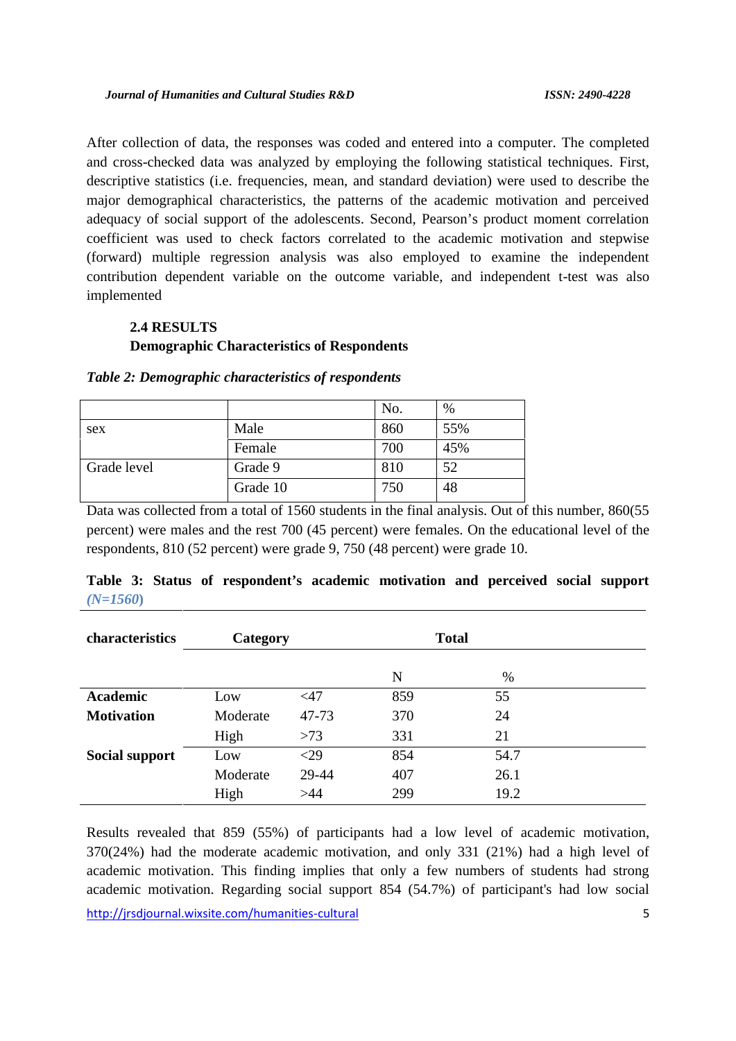After collection of data, the responses was coded and entered into a computer. The completed and cross-checked data was analyzed by employing the following statistical techniques. First, descriptive statistics (i.e. frequencies, mean, and standard deviation) were used to describe the major demographical characteristics, the patterns of the academic motivation and perceived adequacy of social support of the adolescents. Second, Pearson's product moment correlation coefficient was used to check factors correlated to the academic motivation and stepwise (forward) multiple regression analysis was also employed to examine the independent contribution dependent variable on the outcome variable, and independent t-test was also implemented

### 2.4 RESULTS

### Demographic Characteristics of Respondents

*Table 2: Demographic characteristics of respondents*

| | | No. | % |
|---|---|---|---|
| sex | Male | 860 | 55% |
| | Female | 700 | 45% |
| Grade level | Grade 9 | 810 | 52 |
| | Grade 10 | 750 | 48 |

Data was collected from a total of 1560 students in the final analysis. Out of this number, 860(55 percent) were males and the rest 700 (45 percent) were females. On the educational level of the respondents, 810 (52 percent) were grade 9, 750 (48 percent) were grade 10.

**Table 3: Status of respondent's academic motivation and perceived social support *(N=1560)***

| characteristics | Category | | Total | |
|---|---|---|---|---|
| | | | N | % |
| **Academic Motivation** | Low | <47 | 859 | 55 |
| | Moderate | 47-73 | 370 | 24 |
| | High | >73 | 331 | 21 |
| **Social support** | Low | <29 | 854 | 54.7 |
| | Moderate | 29-44 | 407 | 26.1 |
| | High | >44 | 299 | 19.2 |

Results revealed that 859 (55%) of participants had a low level of academic motivation, 370(24%) had the moderate academic motivation, and only 331 (21%) had a high level of academic motivation. This finding implies that only a few numbers of students had strong academic motivation. Regarding social support 854 (54.7%) of participant's had low social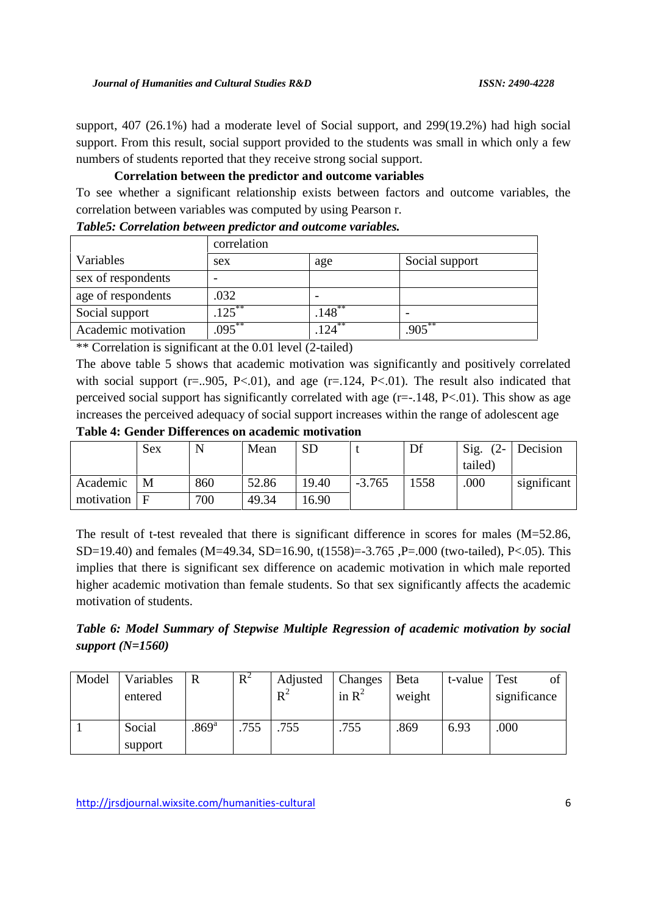support, 407 (26.1%) had a moderate level of Social support, and 299(19.2%) had high social support. From this result, social support provided to the students was small in which only a few numbers of students reported that they receive strong social support.

**Correlation between the predictor and outcome variables**

To see whether a significant relationship exists between factors and outcome variables, the correlation between variables was computed by using Pearson r.

***Table5: Correlation between predictor and outcome variables.***

| | correlation | | |
|---|---|---|---|
| Variables | sex | age | Social support |
| sex of respondents | - | | |
| age of respondents | .032 | - | |
| Social support | .125** | .148** | - |
| Academic motivation | .095** | .124** | .905** |

** Correlation is significant at the 0.01 level (2-tailed)

The above table 5 shows that academic motivation was significantly and positively correlated with social support (r=..905, P<.01), and age (r=.124, P<.01). The result also indicated that perceived social support has significantly correlated with age (r=-.148, P<.01). This show as age increases the perceived adequacy of social support increases within the range of adolescent age

**Table 4: Gender Differences on academic motivation**

| | Sex | N | Mean | SD | t | Df | Sig. (2-tailed) | Decision |
|---|---|---|---|---|---|---|---|---|
| Academic motivation | M | 860 | 52.86 | 19.40 | -3.765 | 1558 | .000 | significant |
| | F | 700 | 49.34 | 16.90 | | | | |

The result of t-test revealed that there is significant difference in scores for males (M=52.86, SD=19.40) and females (M=49.34, SD=16.90, t(1558)=-3.765 ,P=.000 (two-tailed), P<.05). This implies that there is significant sex difference on academic motivation in which male reported higher academic motivation than female students. So that sex significantly affects the academic motivation of students.

***Table 6: Model Summary of Stepwise Multiple Regression of academic motivation by social support (N=1560)***

| Model | Variables entered | R | $R^2$ | Adjusted $R^2$ | Changes in $R^2$ | Beta weight | t-value | Test of significance |
|---|---|---|---|---|---|---|---|---|
| 1 | Social support | .869[a] | .755 | .755 | .755 | .869 | 6.93 | .000 |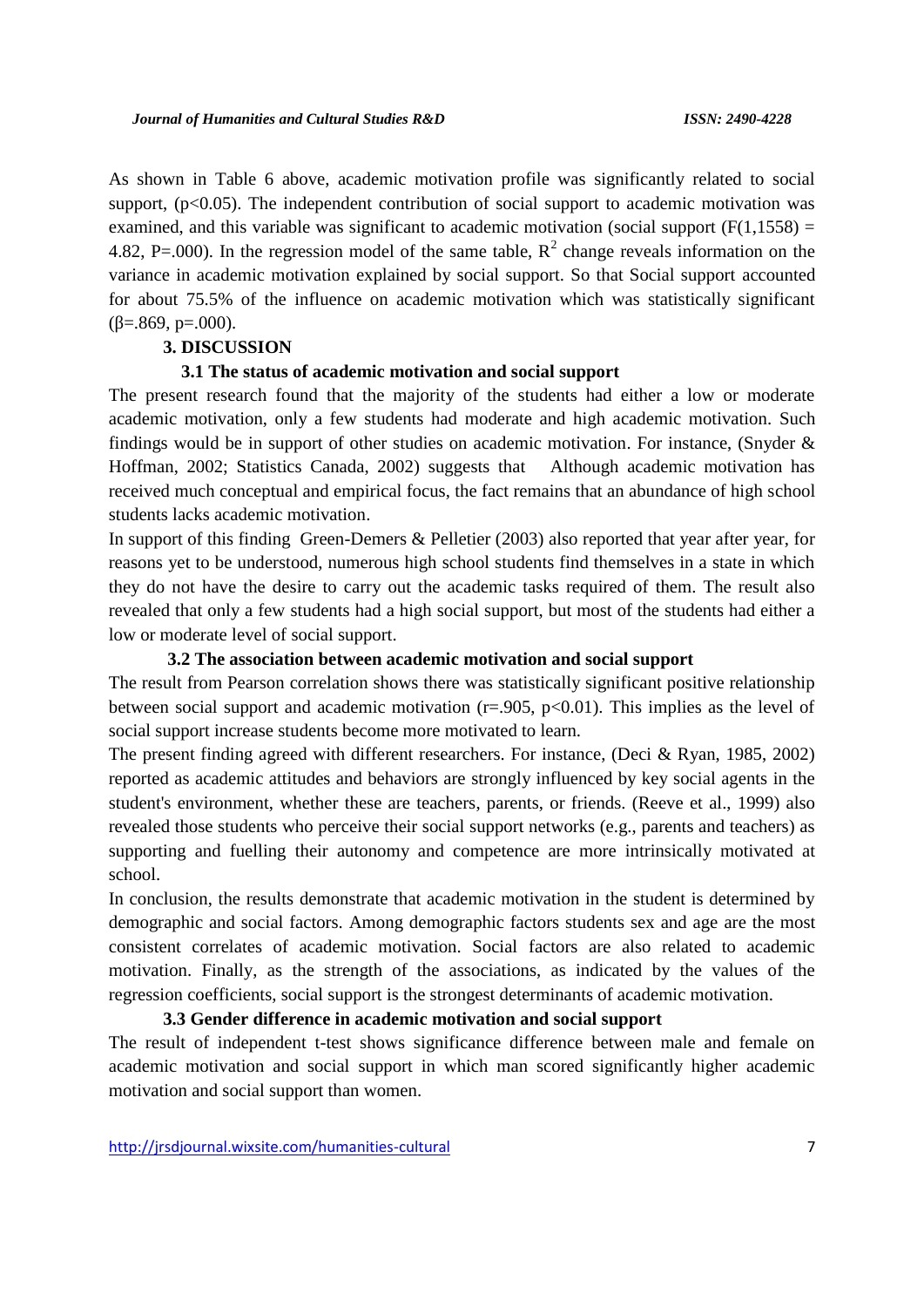As shown in Table 6 above, academic motivation profile was significantly related to social support, ($p<0.05$). The independent contribution of social support to academic motivation was examined, and this variable was significant to academic motivation (social support ($F(1,1558) = 4.82$, P=.000). In the regression model of the same table, $R^2$ change reveals information on the variance in academic motivation explained by social support. So that Social support accounted for about 75.5% of the influence on academic motivation which was statistically significant ($\beta$=.869, p=.000).

## 3. DISCUSSION

### 3.1 The status of academic motivation and social support

The present research found that the majority of the students had either a low or moderate academic motivation, only a few students had moderate and high academic motivation. Such findings would be in support of other studies on academic motivation. For instance, (Snyder & Hoffman, 2002; Statistics Canada, 2002) suggests that Although academic motivation has received much conceptual and empirical focus, the fact remains that an abundance of high school students lacks academic motivation.

In support of this finding Green-Demers & Pelletier (2003) also reported that year after year, for reasons yet to be understood, numerous high school students find themselves in a state in which they do not have the desire to carry out the academic tasks required of them. The result also revealed that only a few students had a high social support, but most of the students had either a low or moderate level of social support.

### 3.2 The association between academic motivation and social support

The result from Pearson correlation shows there was statistically significant positive relationship between social support and academic motivation ($r=.905$, $p<0.01$). This implies as the level of social support increase students become more motivated to learn.

The present finding agreed with different researchers. For instance, (Deci & Ryan, 1985, 2002) reported as academic attitudes and behaviors are strongly influenced by key social agents in the student's environment, whether these are teachers, parents, or friends. (Reeve et al., 1999) also revealed those students who perceive their social support networks (e.g., parents and teachers) as supporting and fuelling their autonomy and competence are more intrinsically motivated at school.

In conclusion, the results demonstrate that academic motivation in the student is determined by demographic and social factors. Among demographic factors students sex and age are the most consistent correlates of academic motivation. Social factors are also related to academic motivation. Finally, as the strength of the associations, as indicated by the values of the regression coefficients, social support is the strongest determinants of academic motivation.

### 3.3 Gender difference in academic motivation and social support

The result of independent t-test shows significance difference between male and female on academic motivation and social support in which man scored significantly higher academic motivation and social support than women.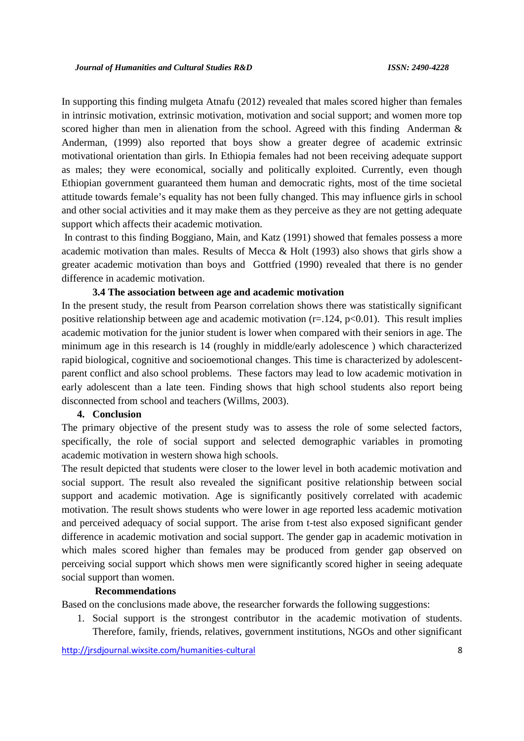In supporting this finding mulgeta Atnafu (2012) revealed that males scored higher than females in intrinsic motivation, extrinsic motivation, motivation and social support; and women more top scored higher than men in alienation from the school. Agreed with this finding Anderman & Anderman, (1999) also reported that boys show a greater degree of academic extrinsic motivational orientation than girls. In Ethiopia females had not been receiving adequate support as males; they were economical, socially and politically exploited. Currently, even though Ethiopian government guaranteed them human and democratic rights, most of the time societal attitude towards female's equality has not been fully changed. This may influence girls in school and other social activities and it may make them as they perceive as they are not getting adequate support which affects their academic motivation.

In contrast to this finding Boggiano, Main, and Katz (1991) showed that females possess a more academic motivation than males. Results of Mecca & Holt (1993) also shows that girls show a greater academic motivation than boys and Gottfried (1990) revealed that there is no gender difference in academic motivation.

### 3.4 The association between age and academic motivation

In the present study, the result from Pearson correlation shows there was statistically significant positive relationship between age and academic motivation ($r=.124$, $p<0.01$). This result implies academic motivation for the junior student is lower when compared with their seniors in age. The minimum age in this research is 14 (roughly in middle/early adolescence ) which characterized rapid biological, cognitive and socioemotional changes. This time is characterized by adolescent-parent conflict and also school problems. These factors may lead to low academic motivation in early adolescent than a late teen. Finding shows that high school students also report being disconnected from school and teachers (Willms, 2003).

## 4. Conclusion

The primary objective of the present study was to assess the role of some selected factors, specifically, the role of social support and selected demographic variables in promoting academic motivation in western showa high schools.

The result depicted that students were closer to the lower level in both academic motivation and social support. The result also revealed the significant positive relationship between social support and academic motivation. Age is significantly positively correlated with academic motivation. The result shows students who were lower in age reported less academic motivation and perceived adequacy of social support. The arise from t-test also exposed significant gender difference in academic motivation and social support. The gender gap in academic motivation in which males scored higher than females may be produced from gender gap observed on perceiving social support which shows men were significantly scored higher in seeing adequate social support than women.

### Recommendations

Based on the conclusions made above, the researcher forwards the following suggestions:

1. Social support is the strongest contributor in the academic motivation of students. Therefore, family, friends, relatives, government institutions, NGOs and other significant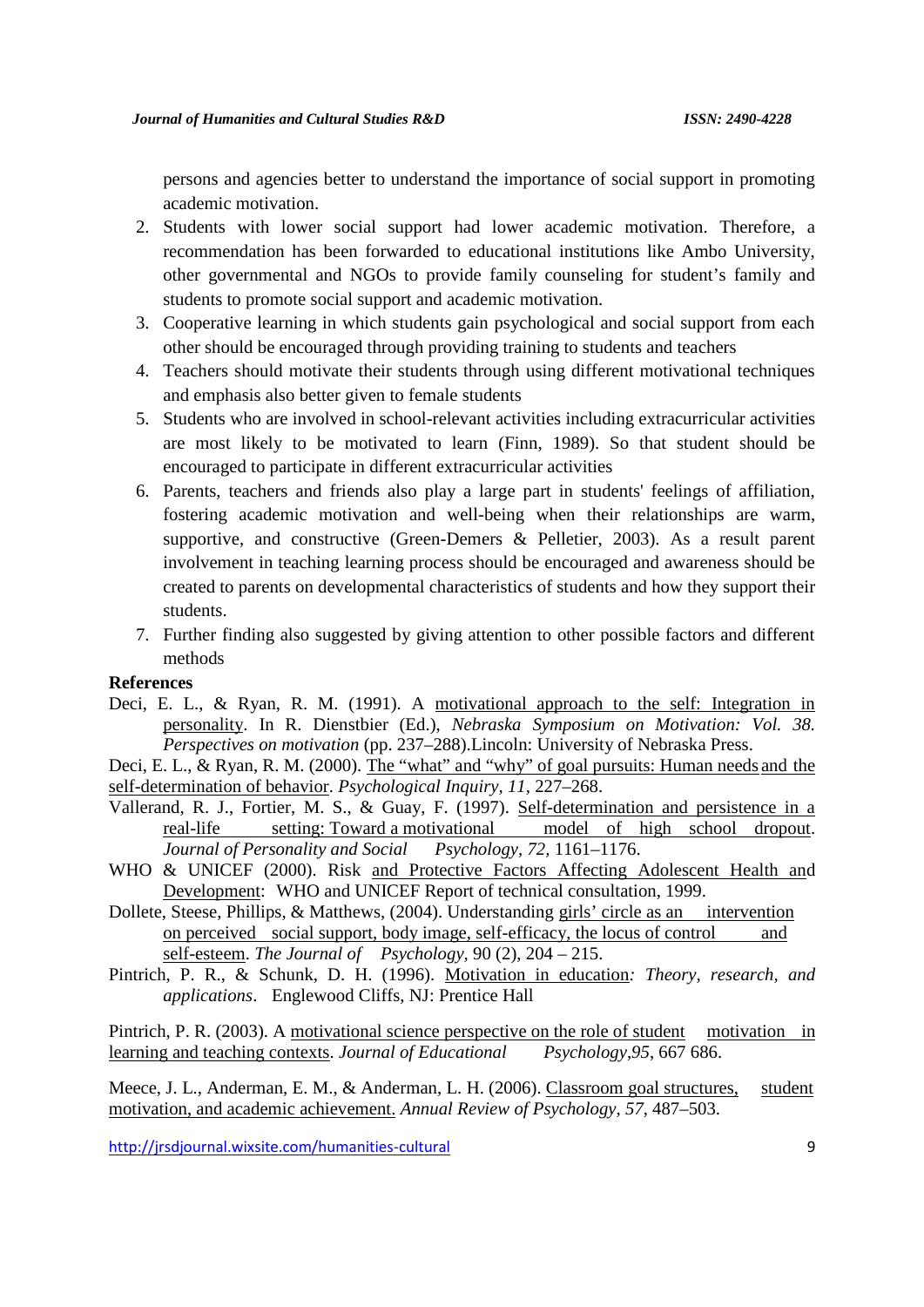persons and agencies better to understand the importance of social support in promoting academic motivation.

2. Students with lower social support had lower academic motivation. Therefore, a recommendation has been forwarded to educational institutions like Ambo University, other governmental and NGOs to provide family counseling for student's family and students to promote social support and academic motivation.
3. Cooperative learning in which students gain psychological and social support from each other should be encouraged through providing training to students and teachers
4. Teachers should motivate their students through using different motivational techniques and emphasis also better given to female students
5. Students who are involved in school-relevant activities including extracurricular activities are most likely to be motivated to learn (Finn, 1989). So that student should be encouraged to participate in different extracurricular activities
6. Parents, teachers and friends also play a large part in students' feelings of affiliation, fostering academic motivation and well-being when their relationships are warm, supportive, and constructive (Green-Demers & Pelletier, 2003). As a result parent involvement in teaching learning process should be encouraged and awareness should be created to parents on developmental characteristics of students and how they support their students.
7. Further finding also suggested by giving attention to other possible factors and different methods

**References**

Deci, E. L., & Ryan, R. M. (1991). A motivational approach to the self: Integration in personality. In R. Dienstbier (Ed.), *Nebraska Symposium on Motivation: Vol. 38. Perspectives on motivation* (pp. 237–288).Lincoln: University of Nebraska Press.

Deci, E. L., & Ryan, R. M. (2000). The "what" and "why" of goal pursuits: Human needs and the self-determination of behavior. *Psychological Inquiry, 11*, 227–268.

Vallerand, R. J., Fortier, M. S., & Guay, F. (1997). Self-determination and persistence in a real-life setting: Toward a motivational model of high school dropout. *Journal of Personality and Social Psychology, 72,* 1161–1176.

WHO & UNICEF (2000). Risk and Protective Factors Affecting Adolescent Health and Development: WHO and UNICEF Report of technical consultation, 1999.

Dollete, Steese, Phillips, & Matthews, (2004). Understanding girls' circle as an intervention on perceived social support, body image, self-efficacy, the locus of control and self-esteem. *The Journal of Psychology,* 90 (2), 204 – 215.

Pintrich, P. R., & Schunk, D. H. (1996). Motivation in education*: Theory, research, and applications*. Englewood Cliffs, NJ: Prentice Hall

Pintrich, P. R. (2003). A motivational science perspective on the role of student motivation in learning and teaching contexts. *Journal of Educational Psychology,95*, 667 686.

Meece, J. L., Anderman, E. M., & Anderman, L. H. (2006). Classroom goal structures, student motivation, and academic achievement. *Annual Review of Psychology*, *57*, 487–503.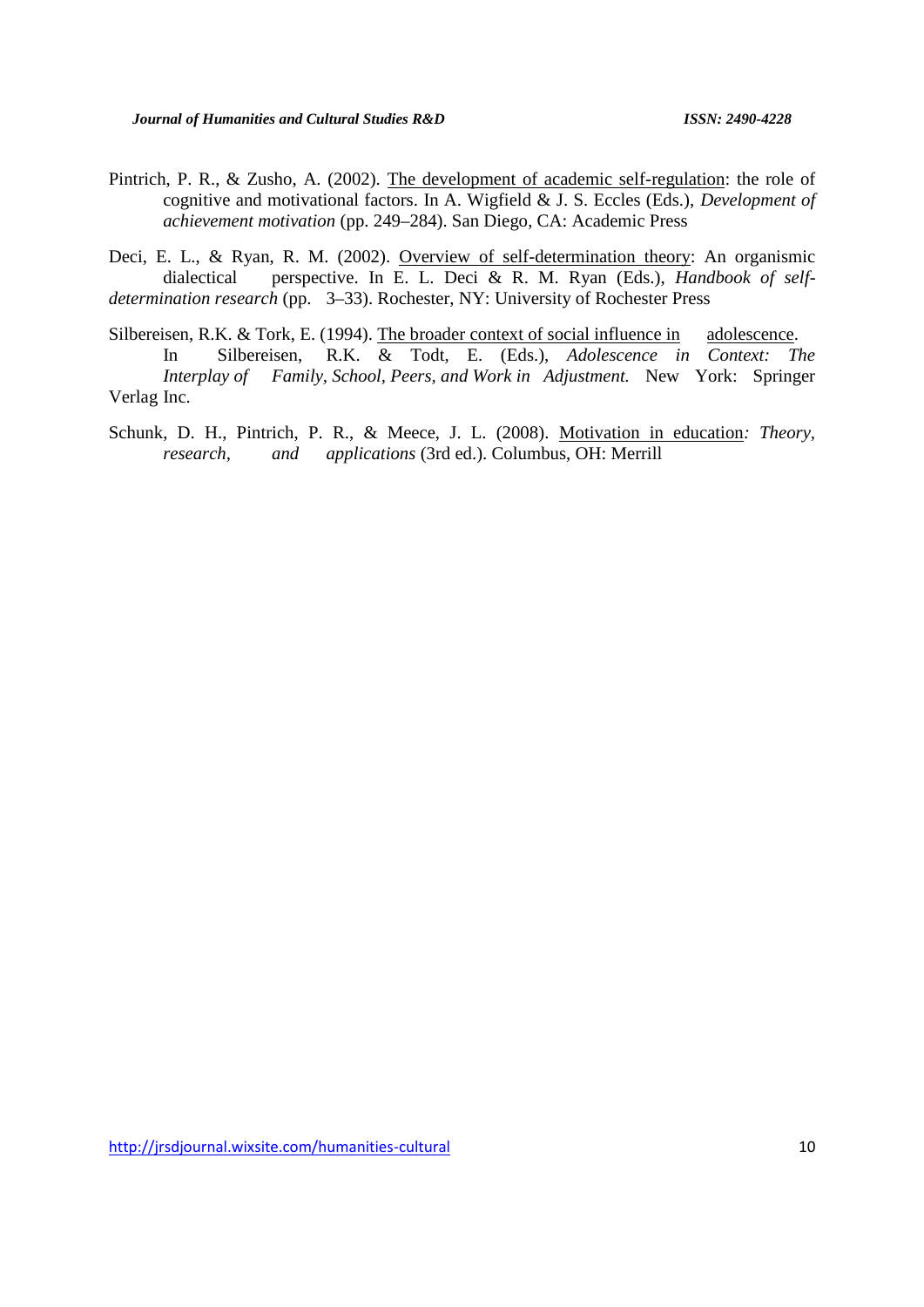Pintrich, P. R., & Zusho, A. (2002). The development of academic self-regulation: the role of cognitive and motivational factors. In A. Wigfield & J. S. Eccles (Eds.), *Development of achievement motivation* (pp. 249–284). San Diego, CA: Academic Press

Deci, E. L., & Ryan, R. M. (2002). Overview of self-determination theory: An organismic dialectical perspective. In E. L. Deci & R. M. Ryan (Eds.), *Handbook of self-determination research* (pp. 3–33). Rochester, NY: University of Rochester Press

Silbereisen, R.K. & Tork, E. (1994). The broader context of social influence in adolescence. In Silbereisen, R.K. & Todt, E. (Eds.), *Adolescence in Context: The Interplay of Family, School, Peers, and Work in Adjustment.* New York: Springer Verlag Inc.

Schunk, D. H., Pintrich, P. R., & Meece, J. L. (2008). Motivation in education*: Theory, research, and applications* (3rd ed.). Columbus, OH: Merrill